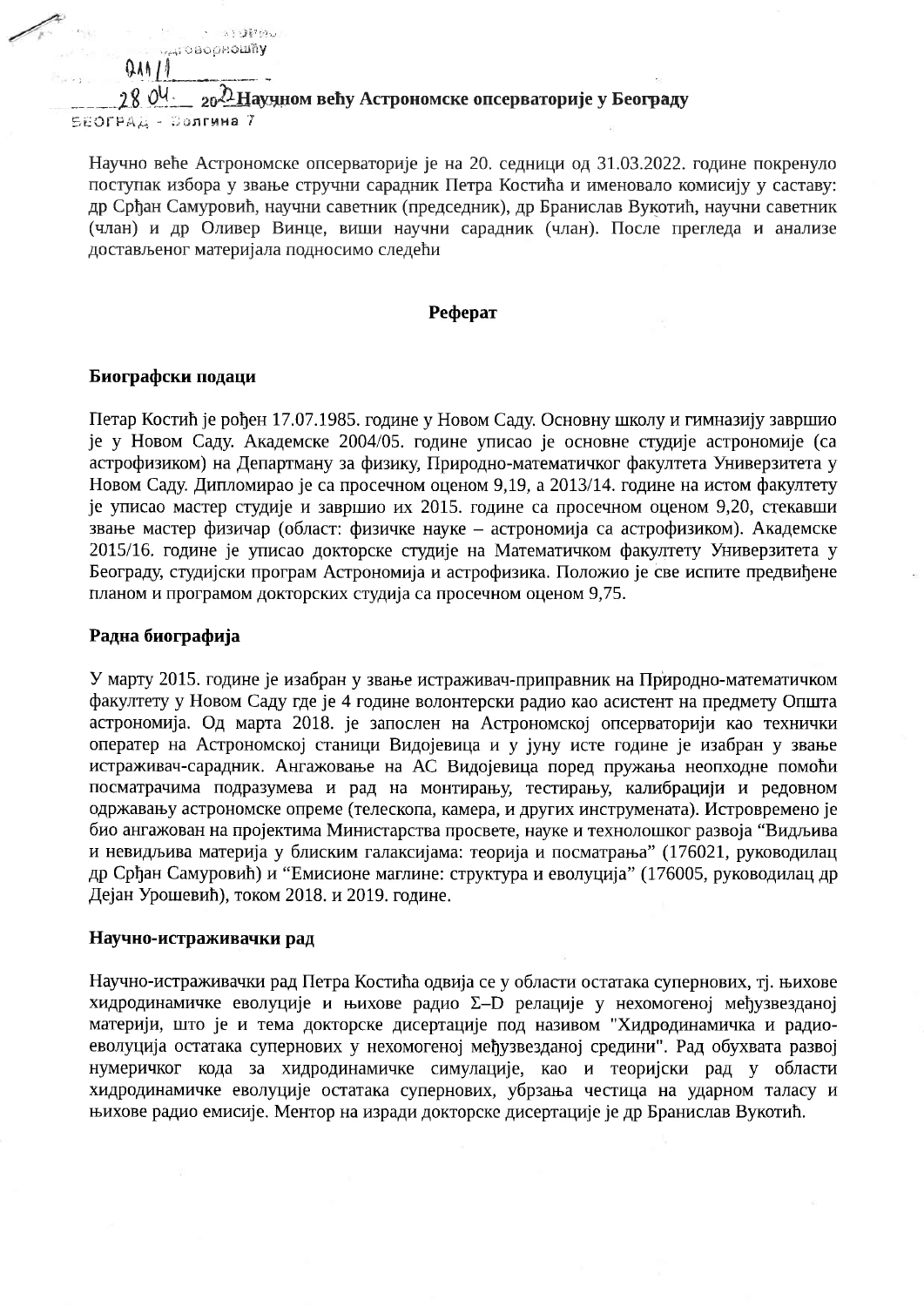**Научном већу Астрономске опсерваторије у Београду**

Научно веће Астрономске опсерваторије је на 20. седници од 31.03.2022. године покренуло поступак избора у звање стручни сарадник Петра Костића и именовало комисију у саставу: др Срђан Самуровић, научни саветник (председник), др Бранислав Вукотић, научни саветник (члан) и др Оливер Винце, виши научни сарадник (члан). После прегледа и анализе достављеног материјала подносимо следећи

**Реферат**

**Биографски подаци**

Петар Костић је рођен 17.07.1985. године у Новом Саду. Основну школу и гимназију завршио је у Новом Саду. Академске 2004/05. године уписао је основне студије астрономије (са астрофизиком) на Департману за физику, Природно-математичког факултета Универзитета у Новом Саду. Дипломирао је са просечном оценом 9,19, а 2013/14. године на истом факултету је уписао мастер студије и завршио их 2015. године са просечном оценом 9,20, стекавши звање мастер физичар (област: физичке науке – астрономија са астрофизиком). Академске 2015/16. године је уписао докторске студије на Математичком факултету Универзитета у Београду, студијски програм Астрономија и астрофизика. Положио је све испите предвиђене планом и програмом докторских студија са просечном оценом 9,75.

**Радна биографија**

У марту 2015. године је изабран у звање истраживач-приправник на Природно-математичком факултету у Новом Саду где је 4 године волонтерски радио као асистент на предмету Општа астрономија. Од марта 2018. је запослен на Астрономској опсерваторији као технички оператер на Астрономској станици Видојевица и у јуну исте године је изабран у звање истраживач-сарадник. Ангажовање на АС Видојевица поред пружања неопходне помоћи посматрачима подразумева и рад на монтирању, тестирању, калибрацији и редовном одржавању астрономске опреме (телескопа, камера, и других инструмената). Истовремено је био ангажован на пројектима Министарства просвете, науке и технолошког развоја "Видљива и невидљива материја у блиским галаксијама: теорија и посматрања" (176021, руководилац др Срђан Самуровић) и "Емисионе маглине: структура и еволуција" (176005, руководилац др Дејан Урошевић), током 2018. и 2019. године.

**Научно-истраживачки рад**

Научно-истраживачки рад Петра Костића одвија се у области остатака супернових, тј. њихове хидродинамичке еволуције и њихове радио Σ–D релације у нехомогеној међузвезданој материји, што је и тема докторске дисертације под називом "Хидродинамичка и радио-еволуција остатака супернових у нехомогеној међузвезданој средини". Рад обухвата развој нумеричког кода за хидродинамичке симулације, као и теоријски рад у области хидродинамичке еволуције остатака супернових, убрзања честица на ударном таласу и њихове радио емисије. Ментор на изради докторске дисертације је др Бранислав Вукотић.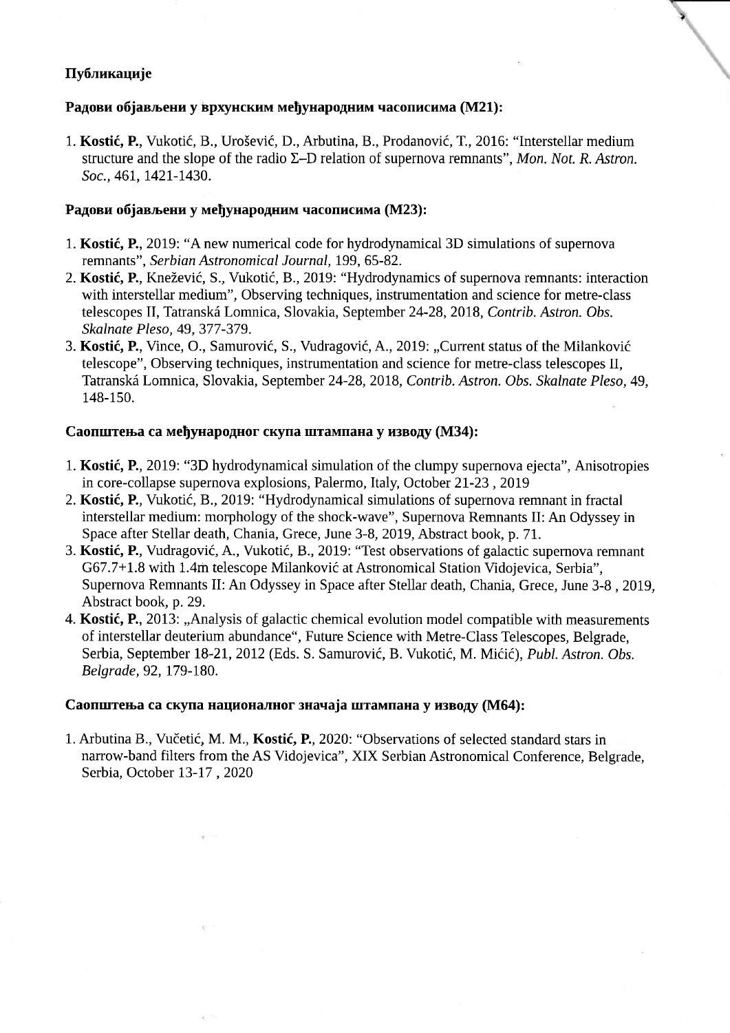## Публикације

### Радови објављени у врхунским међународним часописима (М21):

1. **Kostić, P.**, Vukotić, B., Urošević, D., Arbutina, B., Prodanović, T., 2016: "Interstellar medium structure and the slope of the radio Σ–D relation of supernova remnants", *Mon. Not. R. Astron. Soc.*, 461, 1421-1430.

### Радови објављени у међународним часописима (М23):

1. **Kostić, P.**, 2019: "A new numerical code for hydrodynamical 3D simulations of supernova remnants", *Serbian Astronomical Journal*, 199, 65-82.
2. **Kostić, P.**, Knežević, S., Vukotić, B., 2019: "Hydrodynamics of supernova remnants: interaction with interstellar medium", Observing techniques, instrumentation and science for metre-class telescopes II, Tatranská Lomnica, Slovakia, September 24-28, 2018, *Contrib. Astron. Obs. Skalnate Pleso*, 49, 377-379.
3. **Kostić, P.**, Vince, O., Samurović, S., Vudragović, A., 2019: „Current status of the Milanković telescope", Observing techniques, instrumentation and science for metre-class telescopes II, Tatranská Lomnica, Slovakia, September 24-28, 2018, *Contrib. Astron. Obs. Skalnate Pleso*, 49, 148-150.

### Саопштења са међународног скупа штампана у изводу (М34):

1. **Kostić, P.**, 2019: "3D hydrodynamical simulation of the clumpy supernova ejecta", Anisotropies in core-collapse supernova explosions, Palermo, Italy, October 21-23 , 2019
2. **Kostić, P.**, Vukotić, B., 2019: "Hydrodynamical simulations of supernova remnant in fractal interstellar medium: morphology of the shock-wave", Supernova Remnants II: An Odyssey in Space after Stellar death, Chania, Grece, June 3-8, 2019, Abstract book, p. 71.
3. **Kostić, P.**, Vudragović, A., Vukotić, B., 2019: "Test observations of galactic supernova remnant G67.7+1.8 with 1.4m telescope Milanković at Astronomical Station Vidojevica, Serbia", Supernova Remnants II: An Odyssey in Space after Stellar death, Chania, Grece, June 3-8 , 2019, Abstract book, p. 29.
4. **Kostić, P.**, 2013: „Analysis of galactic chemical evolution model compatible with measurements of interstellar deuterium abundance", Future Science with Metre-Class Telescopes, Belgrade, Serbia, September 18-21, 2012 (Eds. S. Samurović, B. Vukotić, M. Mićić), *Publ. Astron. Obs. Belgrade*, 92, 179-180.

### Саопштења са скупа националног значаја штампана у изводу (М64):

1. Arbutina B., Vučetić, M. M., **Kostić, P.**, 2020: "Observations of selected standard stars in narrow-band filters from the AS Vidojevica", XIX Serbian Astronomical Conference, Belgrade, Serbia, October 13-17 , 2020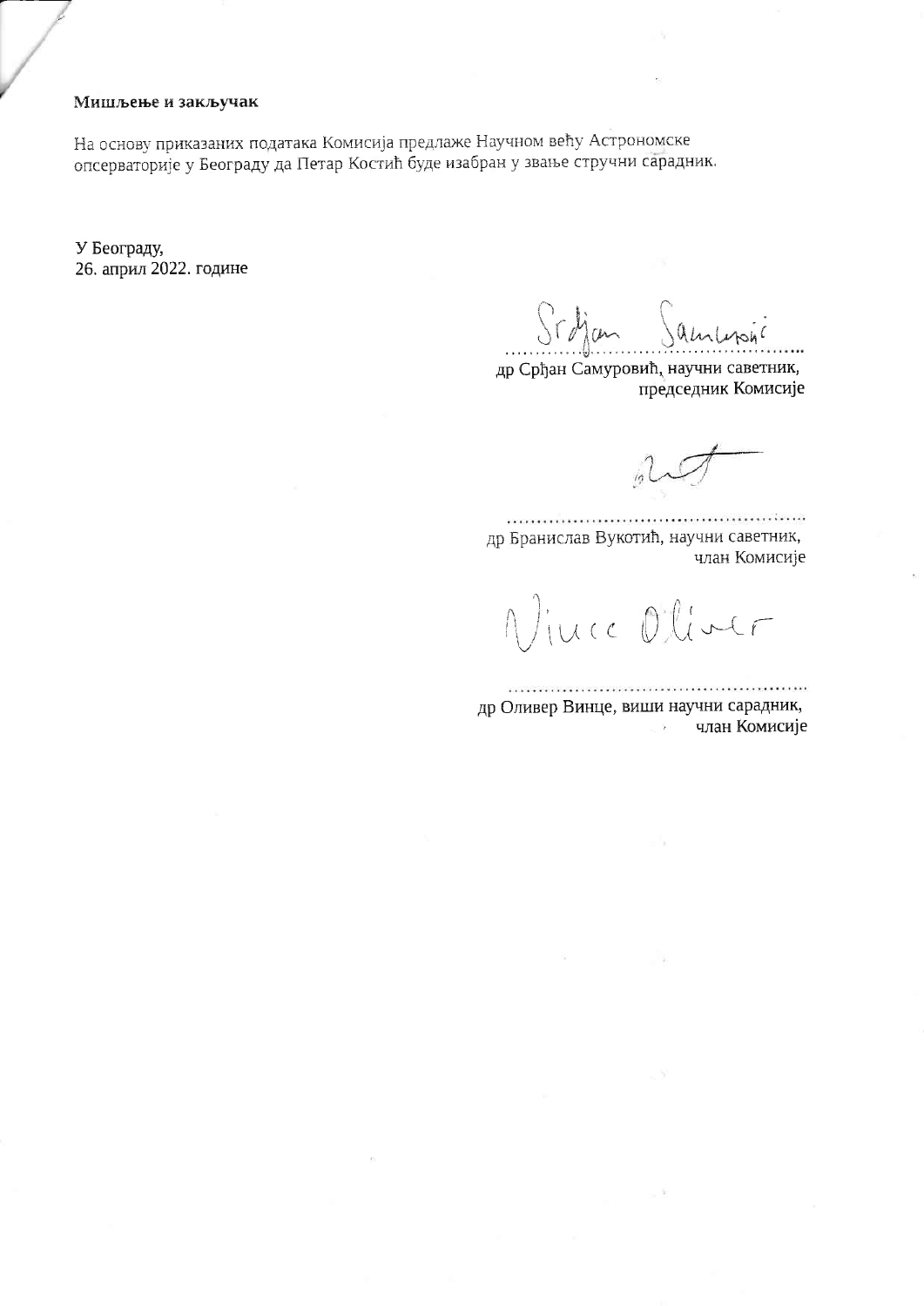**Мишљење и закључак**

На основу приказаних података Комисија предлаже Научном већу Астрономске опсерваторије у Београду да Петар Костић буде изабран у звање стручни сарадник.

У Београду,
26. април 2022. године

..............................................
др Срђан Самуровић, научни саветник,
председник Комисије

..............................................
др Бранислав Вукотић, научни саветник,
члан Комисије

..............................................
др Оливер Винце, виши научни сарадник,
члан Комисије